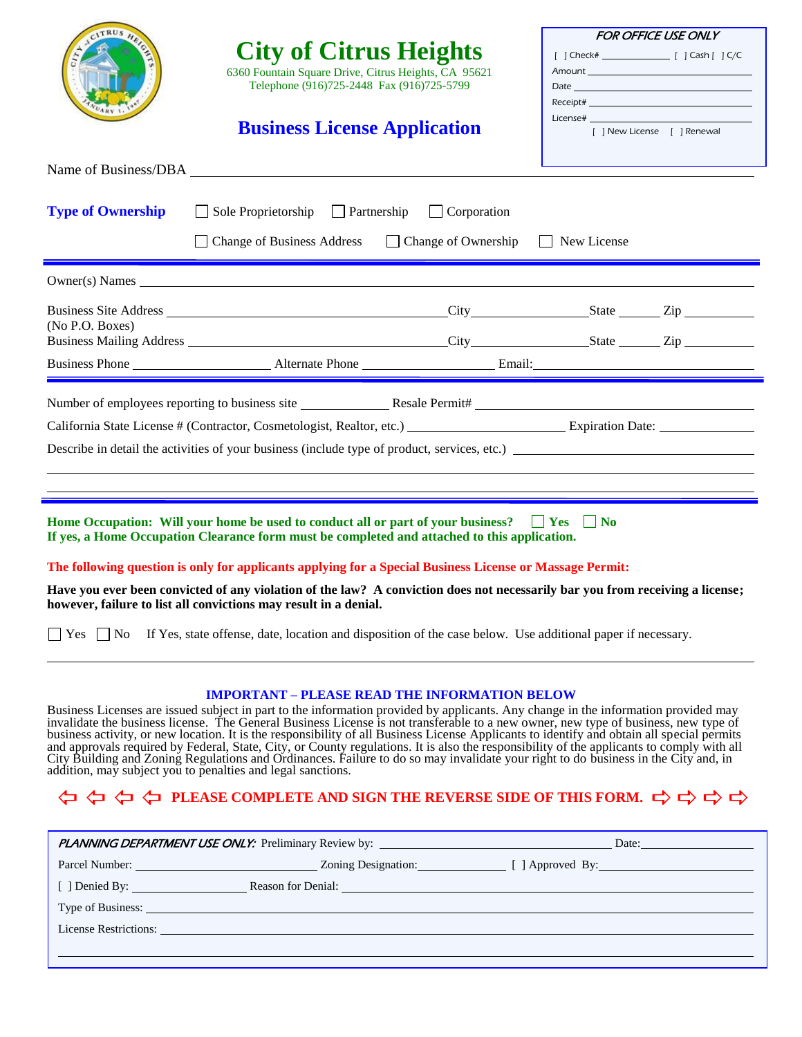# City of Citrus Heights

6360 Fountain Square Drive, Citrus Heights, CA 95621
Telephone (916)725-2448 Fax (916)725-5799

## Business License Application

*FOR OFFICE USE ONLY*

[ ] Check# ____________ [ ] Cash [ ] C/C
Amount ____________
Date ____________
Receipt# ____________
License# ____________
[ ] New License [ ] Renewal

Name of Business/DBA ____________

**Type of Ownership** ☐ Sole Proprietorship ☐ Partnership ☐ Corporation

☐ Change of Business Address ☐ Change of Ownership ☐ New License

Owner(s) Names ____________

Business Site Address ____________ City ____________ State ______ Zip ______
(No P.O. Boxes)
Business Mailing Address ____________ City ____________ State ______ Zip ______

Business Phone ____________ Alternate Phone ____________ Email: ____________

Number of employees reporting to business site ____________ Resale Permit# ____________

California State License # (Contractor, Cosmetologist, Realtor, etc.) ____________ Expiration Date: ____________

Describe in detail the activities of your business (include type of product, services, etc.) ____________

____________

____________

**Home Occupation: Will your home be used to conduct all or part of your business?** ☐ **Yes** ☐ **No**
**If yes, a Home Occupation Clearance form must be completed and attached to this application.**

**The following question is only for applicants applying for a Special Business License or Massage Permit:**

**Have you ever been convicted of any violation of the law? A conviction does not necessarily bar you from receiving a license; however, failure to list all convictions may result in a denial.**

☐ Yes ☐ No If Yes, state offense, date, location and disposition of the case below. Use additional paper if necessary.

____________

**IMPORTANT – PLEASE READ THE INFORMATION BELOW**

Business Licenses are issued subject in part to the information provided by applicants. Any change in the information provided may invalidate the business license. The General Business License is not transferable to a new owner, new type of business, new type of business activity, or new location. It is the responsibility of all Business License Applicants to identify and obtain all special permits and approvals required by Federal, State, City, or County regulations. It is also the responsibility of the applicants to comply with all City Building and Zoning Regulations and Ordinances. Failure to do so may invalidate your right to do business in the City and, in addition, may subject you to penalties and legal sanctions.

⇦ ⇦ ⇦ ⇦ **PLEASE COMPLETE AND SIGN THE REVERSE SIDE OF THIS FORM.** ⇨ ⇨ ⇨ ⇨

*PLANNING DEPARTMENT USE ONLY:* Preliminary Review by: ____________ Date: ____________

Parcel Number: ____________ Zoning Designation: ____________ [ ] Approved By: ____________

[ ] Denied By: ____________ Reason for Denial: ____________

Type of Business: ____________

License Restrictions: ____________

____________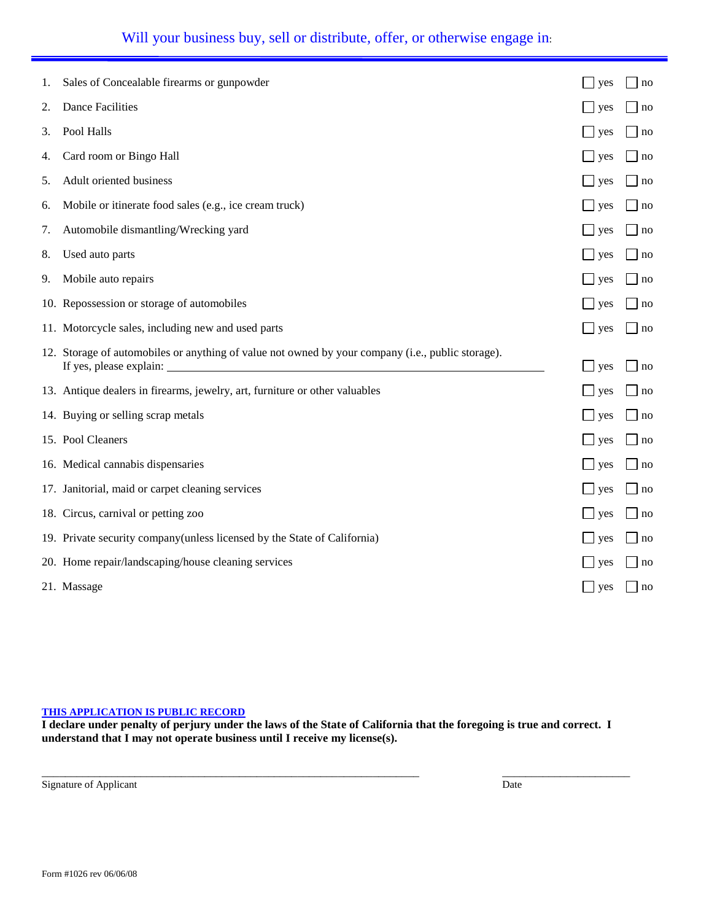## Will your business buy, sell or distribute, offer, or otherwise engage in:

| | | | |
|---|---|---|---|
| 1. | Sales of Concealable firearms or gunpowder | ☐ yes | ☐ no |
| 2. | Dance Facilities | ☐ yes | ☐ no |
| 3. | Pool Halls | ☐ yes | ☐ no |
| 4. | Card room or Bingo Hall | ☐ yes | ☐ no |
| 5. | Adult oriented business | ☐ yes | ☐ no |
| 6. | Mobile or itinerate food sales (e.g., ice cream truck) | ☐ yes | ☐ no |
| 7. | Automobile dismantling/Wrecking yard | ☐ yes | ☐ no |
| 8. | Used auto parts | ☐ yes | ☐ no |
| 9. | Mobile auto repairs | ☐ yes | ☐ no |
| 10. | Repossession or storage of automobiles | ☐ yes | ☐ no |
| 11. | Motorcycle sales, including new and used parts | ☐ yes | ☐ no |
| 12. | Storage of automobiles or anything of value not owned by your company (i.e., public storage). If yes, please explain: ______________________________ | ☐ yes | ☐ no |
| 13. | Antique dealers in firearms, jewelry, art, furniture or other valuables | ☐ yes | ☐ no |
| 14. | Buying or selling scrap metals | ☐ yes | ☐ no |
| 15. | Pool Cleaners | ☐ yes | ☐ no |
| 16. | Medical cannabis dispensaries | ☐ yes | ☐ no |
| 17. | Janitorial, maid or carpet cleaning services | ☐ yes | ☐ no |
| 18. | Circus, carnival or petting zoo | ☐ yes | ☐ no |
| 19. | Private security company(unless licensed by the State of California) | ☐ yes | ☐ no |
| 20. | Home repair/landscaping/house cleaning services | ☐ yes | ☐ no |
| 21. | Massage | ☐ yes | ☐ no |

**THIS APPLICATION IS PUBLIC RECORD**

**I declare under penalty of perjury under the laws of the State of California that the foregoing is true and correct. I understand that I may not operate business until I receive my license(s).**

_______________________________________________ &nbsp;&nbsp;&nbsp;&nbsp;&nbsp;&nbsp;&nbsp;&nbsp; ____________________

Signature of Applicant &nbsp;&nbsp;&nbsp;&nbsp;&nbsp;&nbsp;&nbsp;&nbsp;&nbsp;&nbsp;&nbsp;&nbsp;&nbsp;&nbsp;&nbsp;&nbsp;&nbsp;&nbsp;&nbsp;&nbsp;&nbsp;&nbsp;&nbsp;&nbsp;&nbsp;&nbsp;&nbsp;&nbsp;&nbsp;&nbsp;&nbsp;&nbsp; Date

Form #1026 rev 06/06/08